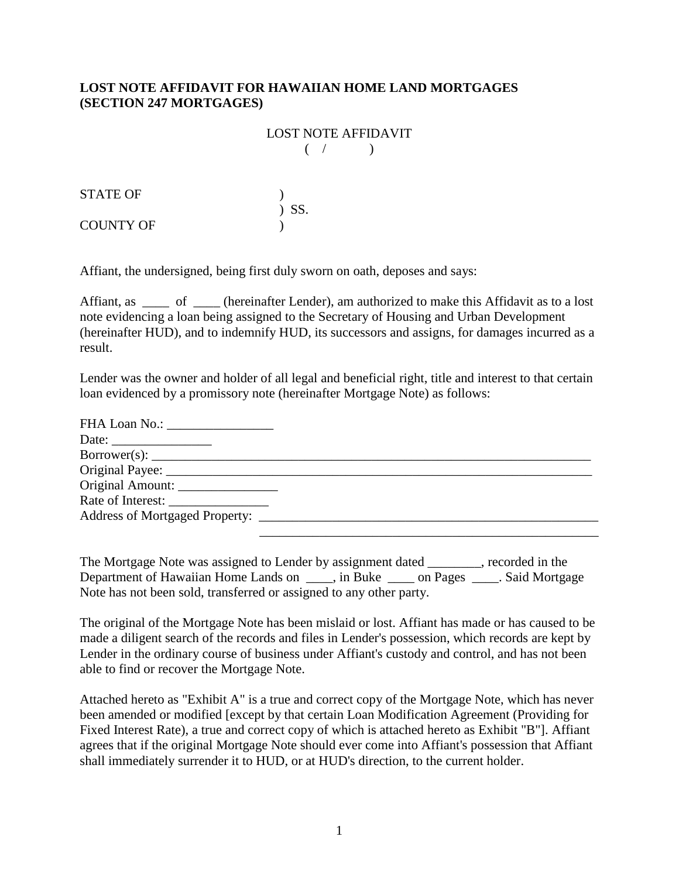**LOST NOTE AFFIDAVIT FOR HAWAIIAN HOME LAND MORTGAGES (SECTION 247 MORTGAGES)**

LOST NOTE AFFIDAVIT
( / )

STATE OF )
) SS.
COUNTY OF )

Affiant, the undersigned, being first duly sworn on oath, deposes and says:

Affiant, as ____ of ____ (hereinafter Lender), am authorized to make this Affidavit as to a lost note evidencing a loan being assigned to the Secretary of Housing and Urban Development (hereinafter HUD), and to indemnify HUD, its successors and assigns, for damages incurred as a result.

Lender was the owner and holder of all legal and beneficial right, title and interest to that certain loan evidenced by a promissory note (hereinafter Mortgage Note) as follows:

FHA Loan No.: ________________
Date: _______________
Borrower(s): _______________________________________________________________________
Original Payee: _____________________________________________________________________
Original Amount: _______________
Rate of Interest: _______________
Address of Mortgaged Property: _____________________________________________________
_____________________________________________________

The Mortgage Note was assigned to Lender by assignment dated ________, recorded in the Department of Hawaiian Home Lands on ____, in Buke ____ on Pages ____. Said Mortgage Note has not been sold, transferred or assigned to any other party.

The original of the Mortgage Note has been mislaid or lost. Affiant has made or has caused to be made a diligent search of the records and files in Lender's possession, which records are kept by Lender in the ordinary course of business under Affiant's custody and control, and has not been able to find or recover the Mortgage Note.

Attached hereto as "Exhibit A" is a true and correct copy of the Mortgage Note, which has never been amended or modified [except by that certain Loan Modification Agreement (Providing for Fixed Interest Rate), a true and correct copy of which is attached hereto as Exhibit "B"]. Affiant agrees that if the original Mortgage Note should ever come into Affiant's possession that Affiant shall immediately surrender it to HUD, or at HUD's direction, to the current holder.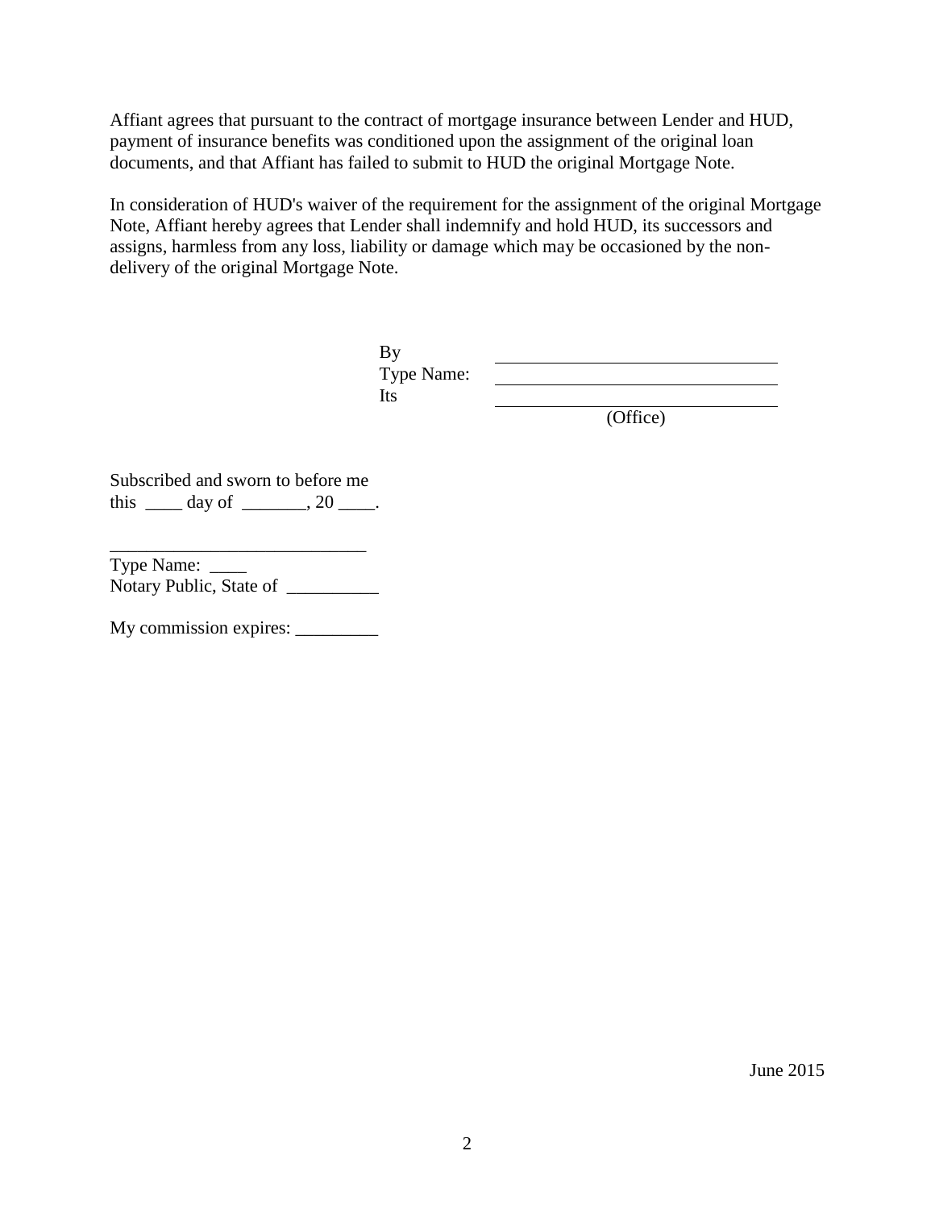Affiant agrees that pursuant to the contract of mortgage insurance between Lender and HUD, payment of insurance benefits was conditioned upon the assignment of the original loan documents, and that Affiant has failed to submit to HUD the original Mortgage Note.

In consideration of HUD's waiver of the requirement for the assignment of the original Mortgage Note, Affiant hereby agrees that Lender shall indemnify and hold HUD, its successors and assigns, harmless from any loss, liability or damage which may be occasioned by the non-delivery of the original Mortgage Note.

By ______________________________

Type Name: ______________________________

Its ______________________________
(Office)

Subscribed and sworn before me
this ____ day of _______, 20 ____.

____________________________
Type Name: ____
Notary Public, State of __________

My commission expires: _________

June 2015